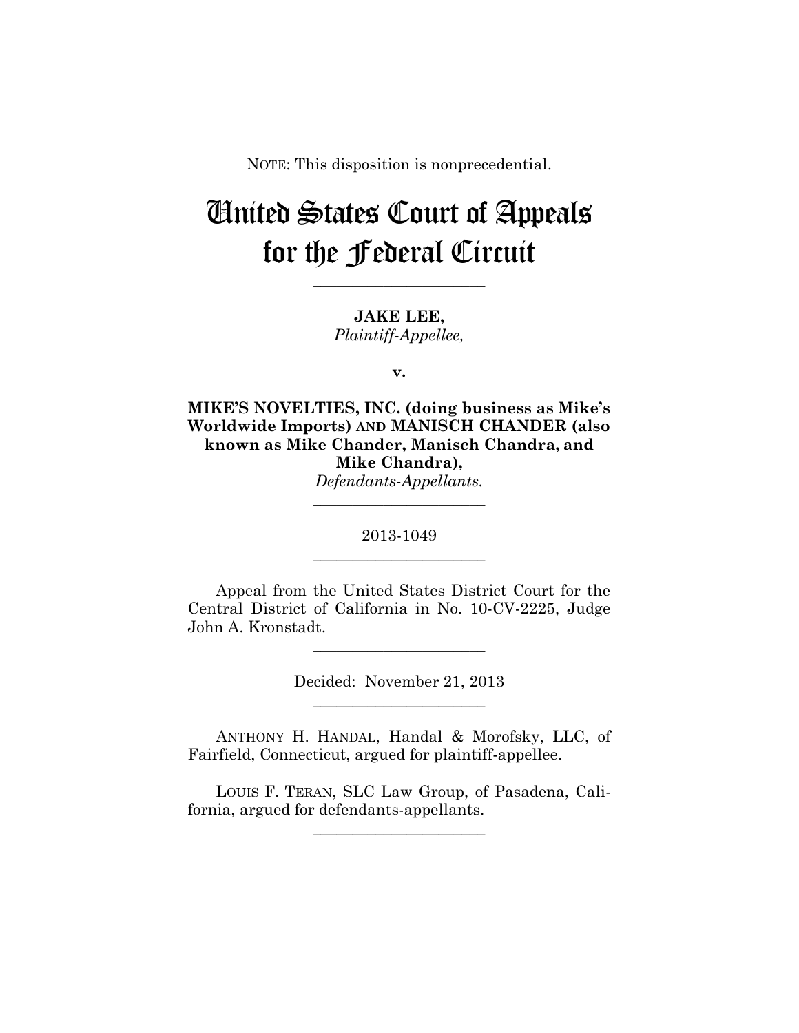NOTE: This disposition is nonprecedential.

# United States Court of Appeals for the Federal Circuit

______________________

**JAKE LEE,**
*Plaintiff-Appellee,*

**v.**

**MIKE'S NOVELTIES, INC. (doing business as Mike's Worldwide Imports) AND MANISCH CHANDER (also known as Mike Chander, Manisch Chandra, and Mike Chandra),**
*Defendants-Appellants.*

______________________

2013-1049

______________________

Appeal from the United States District Court for the Central District of California in No. 10-CV-2225, Judge John A. Kronstadt.

______________________

Decided: November 21, 2013

______________________

ANTHONY H. HANDAL, Handal & Morofsky, LLC, of Fairfield, Connecticut, argued for plaintiff-appellee.

LOUIS F. TERAN, SLC Law Group, of Pasadena, California, argued for defendants-appellants.

______________________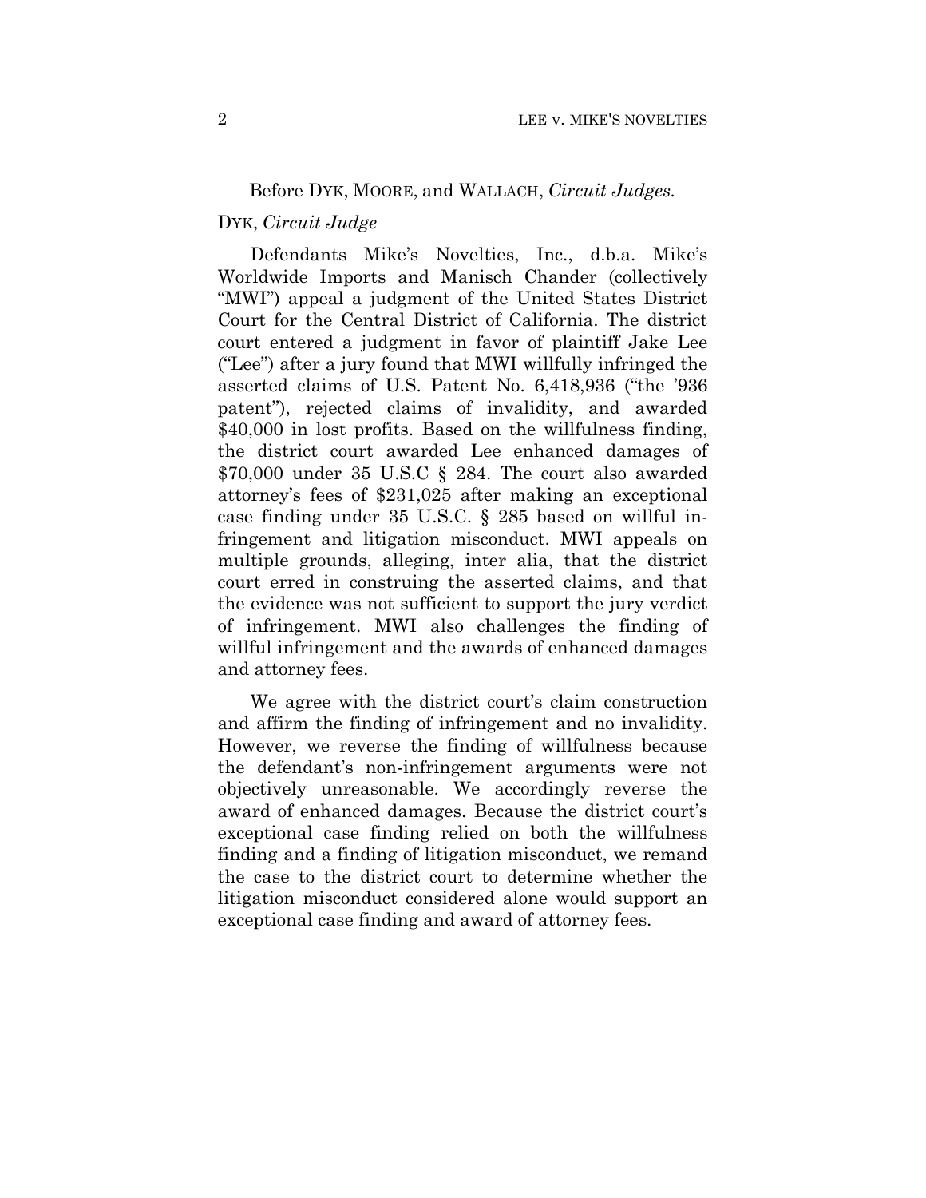Before DYK, MOORE, and WALLACH, *Circuit Judges.*

DYK, *Circuit Judge*

Defendants Mike's Novelties, Inc., d.b.a. Mike's Worldwide Imports and Manisch Chander (collectively "MWI") appeal a judgment of the United States District Court for the Central District of California. The district court entered a judgment in favor of plaintiff Jake Lee ("Lee") after a jury found that MWI willfully infringed the asserted claims of U.S. Patent No. 6,418,936 ("the '936 patent"), rejected claims of invalidity, and awarded $40,000 in lost profits. Based on the willfulness finding, the district court awarded Lee enhanced damages of $70,000 under 35 U.S.C § 284. The court also awarded attorney's fees of $231,025 after making an exceptional case finding under 35 U.S.C. § 285 based on willful infringement and litigation misconduct. MWI appeals on multiple grounds, alleging, inter alia, that the district court erred in construing the asserted claims, and that the evidence was not sufficient to support the jury verdict of infringement. MWI also challenges the finding of willful infringement and the awards of enhanced damages and attorney fees.

We agree with the district court's claim construction and affirm the finding of infringement and no invalidity. However, we reverse the finding of willfulness because the defendant's non-infringement arguments were not objectively unreasonable. We accordingly reverse the award of enhanced damages. Because the district court's exceptional case finding relied on both the willfulness finding and a finding of litigation misconduct, we remand the case to the district court to determine whether the litigation misconduct considered alone would support an exceptional case finding and award of attorney fees.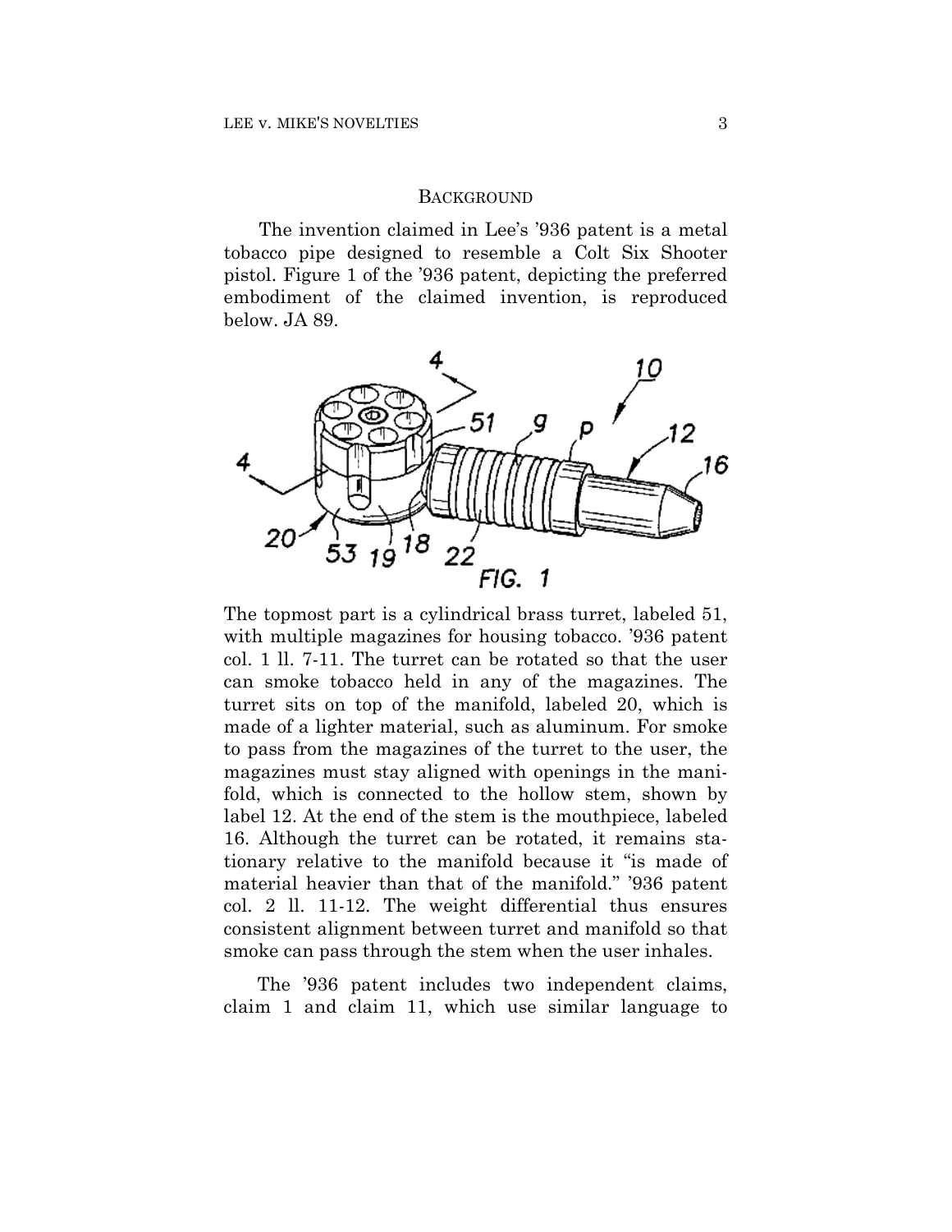## BACKGROUND

The invention claimed in Lee's '936 patent is a metal tobacco pipe designed to resemble a Colt Six Shooter pistol. Figure 1 of the '936 patent, depicting the preferred embodiment of the claimed invention, is reproduced below. JA 89.

The topmost part is a cylindrical brass turret, labeled 51, with multiple magazines for housing tobacco. '936 patent col. 1 ll. 7-11. The turret can be rotated so that the user can smoke tobacco held in any of the magazines. The turret sits on top of the manifold, labeled 20, which is made of a lighter material, such as aluminum. For smoke to pass from the magazines of the turret to the user, the magazines must stay aligned with openings in the manifold, which is connected to the hollow stem, shown by label 12. At the end of the stem is the mouthpiece, labeled 16. Although the turret can be rotated, it remains stationary relative to the manifold because it "is made of material heavier than that of the manifold." '936 patent col. 2 ll. 11-12. The weight differential thus ensures consistent alignment between turret and manifold so that smoke can pass through the stem when the user inhales.

The '936 patent includes two independent claims, claim 1 and claim 11, which use similar language to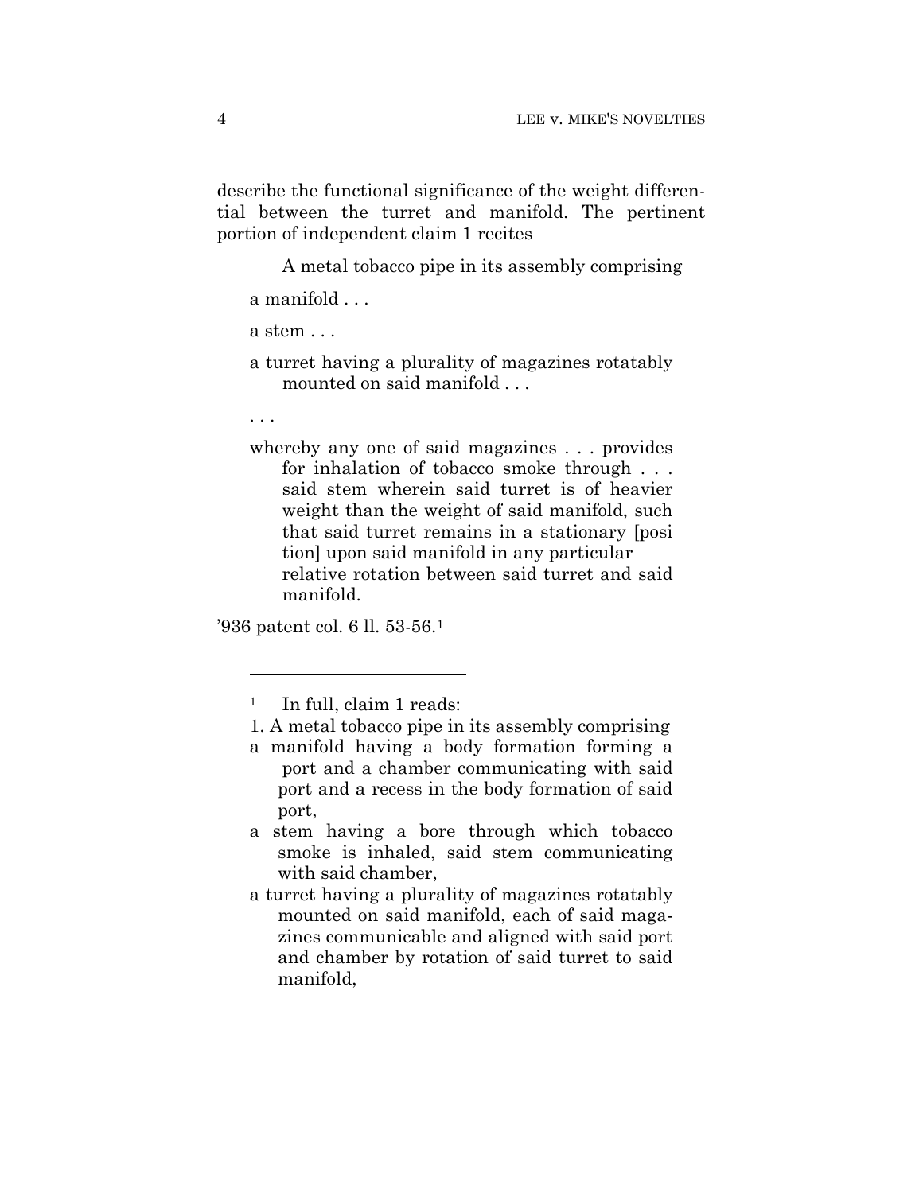describe the functional significance of the weight differential between the turret and manifold. The pertinent portion of independent claim 1 recites

> A metal tobacco pipe in its assembly comprising
>
> a manifold . . .
>
> a stem . . .
>
> a turret having a plurality of magazines rotatably mounted on said manifold . . .
>
> . . .
>
> whereby any one of said magazines . . . provides for inhalation of tobacco smoke through . . . said stem wherein said turret is of heavier weight than the weight of said manifold, such that said turret remains in a stationary [position] upon said manifold in any particular relative rotation between said turret and said manifold.

'936 patent col. 6 ll. 53-56.[1]

---

[1] In full, claim 1 reads:

1. A metal tobacco pipe in its assembly comprising

a manifold having a body formation forming a port and a chamber communicating with said port and a recess in the body formation of said port,

a stem having a bore through which tobacco smoke is inhaled, said stem communicating with said chamber,

a turret having a plurality of magazines rotatably mounted on said manifold, each of said magazines communicable and aligned with said port and chamber by rotation of said turret to said manifold,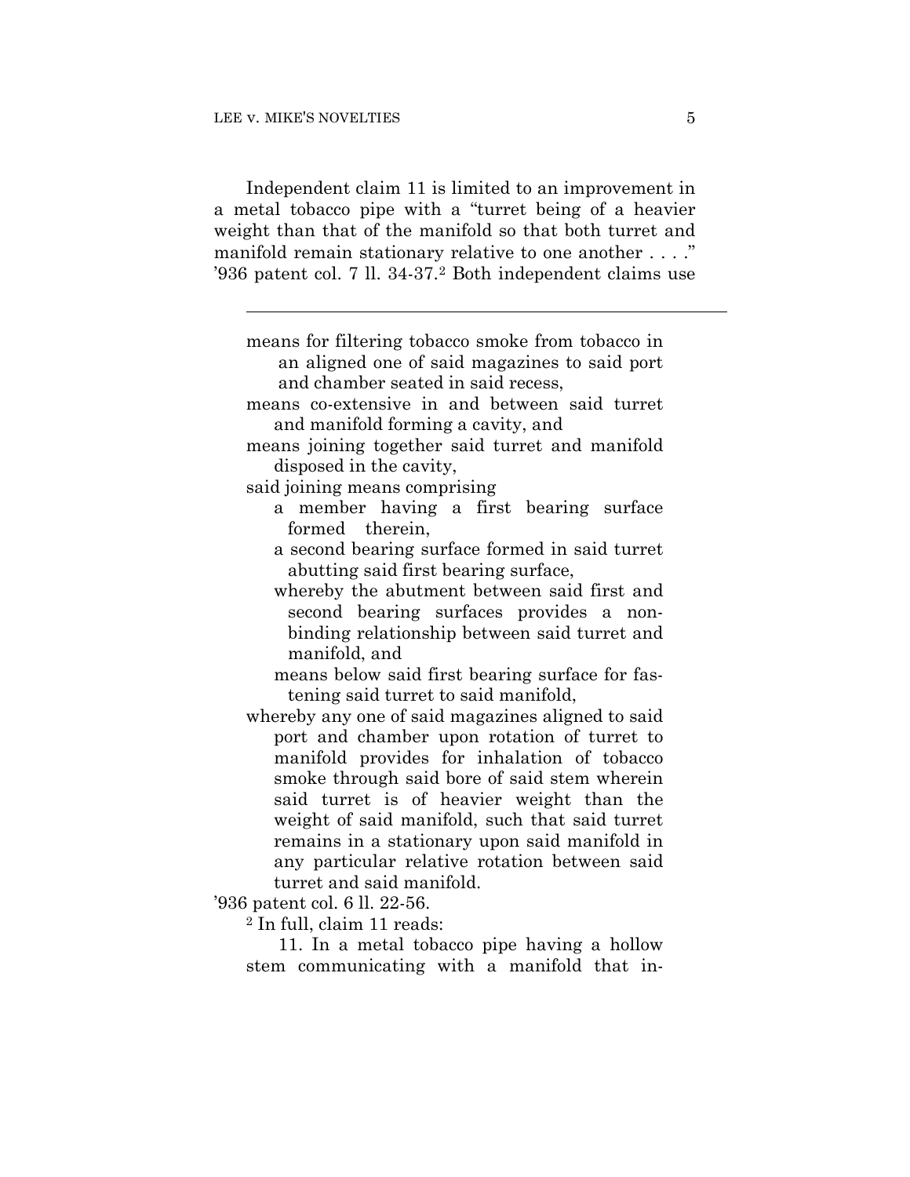Independent claim 11 is limited to an improvement in a metal tobacco pipe with a "turret being of a heavier weight than that of the manifold so that both turret and manifold remain stationary relative to one another . . . ." '936 patent col. 7 ll. 34-37.[2] Both independent claims use

---

means for filtering tobacco smoke from tobacco in an aligned one of said magazines to said port and chamber seated in said recess,

means co-extensive in and between said turret and manifold forming a cavity, and

means joining together said turret and manifold disposed in the cavity,

said joining means comprising

a member having a first bearing surface formed therein,

a second bearing surface formed in said turret abutting said first bearing surface,

whereby the abutment between said first and second bearing surfaces provides a non-binding relationship between said turret and manifold, and

means below said first bearing surface for fastening said turret to said manifold,

whereby any one of said magazines aligned to said port and chamber upon rotation of turret to manifold provides for inhalation of tobacco smoke through said bore of said stem wherein said turret is of heavier weight than the weight of said manifold, such that said turret remains in a stationary upon said manifold in any particular relative rotation between said turret and said manifold.

'936 patent col. 6 ll. 22-56.

[2] In full, claim 11 reads:

11. In a metal tobacco pipe having a hollow stem communicating with a manifold that in-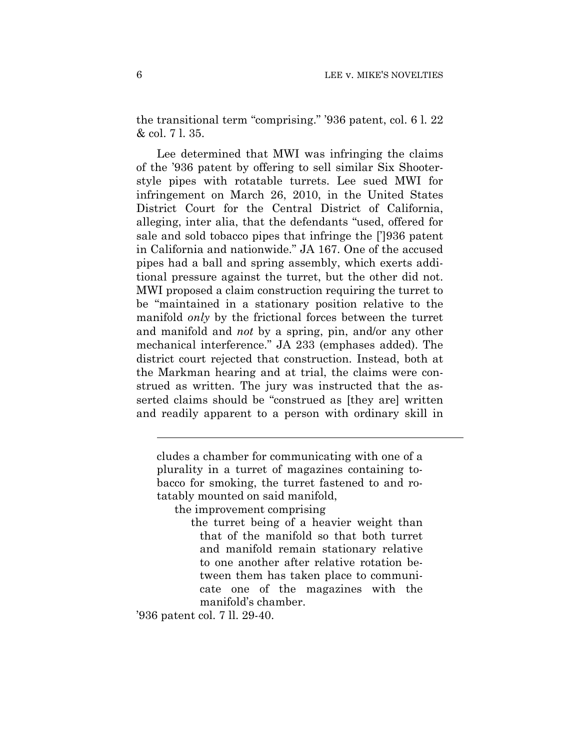the transitional term "comprising." '936 patent, col. 6 l. 22 & col. 7 l. 35.

Lee determined that MWI was infringing the claims of the '936 patent by offering to sell similar Six Shooter-style pipes with rotatable turrets. Lee sued MWI for infringement on March 26, 2010, in the United States District Court for the Central District of California, alleging, inter alia, that the defendants "used, offered for sale and sold tobacco pipes that infringe the [']936 patent in California and nationwide." JA 167. One of the accused pipes had a ball and spring assembly, which exerts additional pressure against the turret, but the other did not. MWI proposed a claim construction requiring the turret to be "maintained in a stationary position relative to the manifold *only* by the frictional forces between the turret and manifold and *not* by a spring, pin, and/or any other mechanical interference." JA 233 (emphases added). The district court rejected that construction. Instead, both at the Markman hearing and at trial, the claims were construed as written. The jury was instructed that the asserted claims should be "construed as [they are] written and readily apparent to a person with ordinary skill in

---

> cludes a chamber for communicating with one of a plurality in a turret of magazines containing tobacco for smoking, the turret fastened to and rotatably mounted on said manifold,
>
> the improvement comprising
>
> > the turret being of a heavier weight than that of the manifold so that both turret and manifold remain stationary relative to one another after relative rotation between them has taken place to communicate one of the magazines with the manifold's chamber.

'936 patent col. 7 ll. 29-40.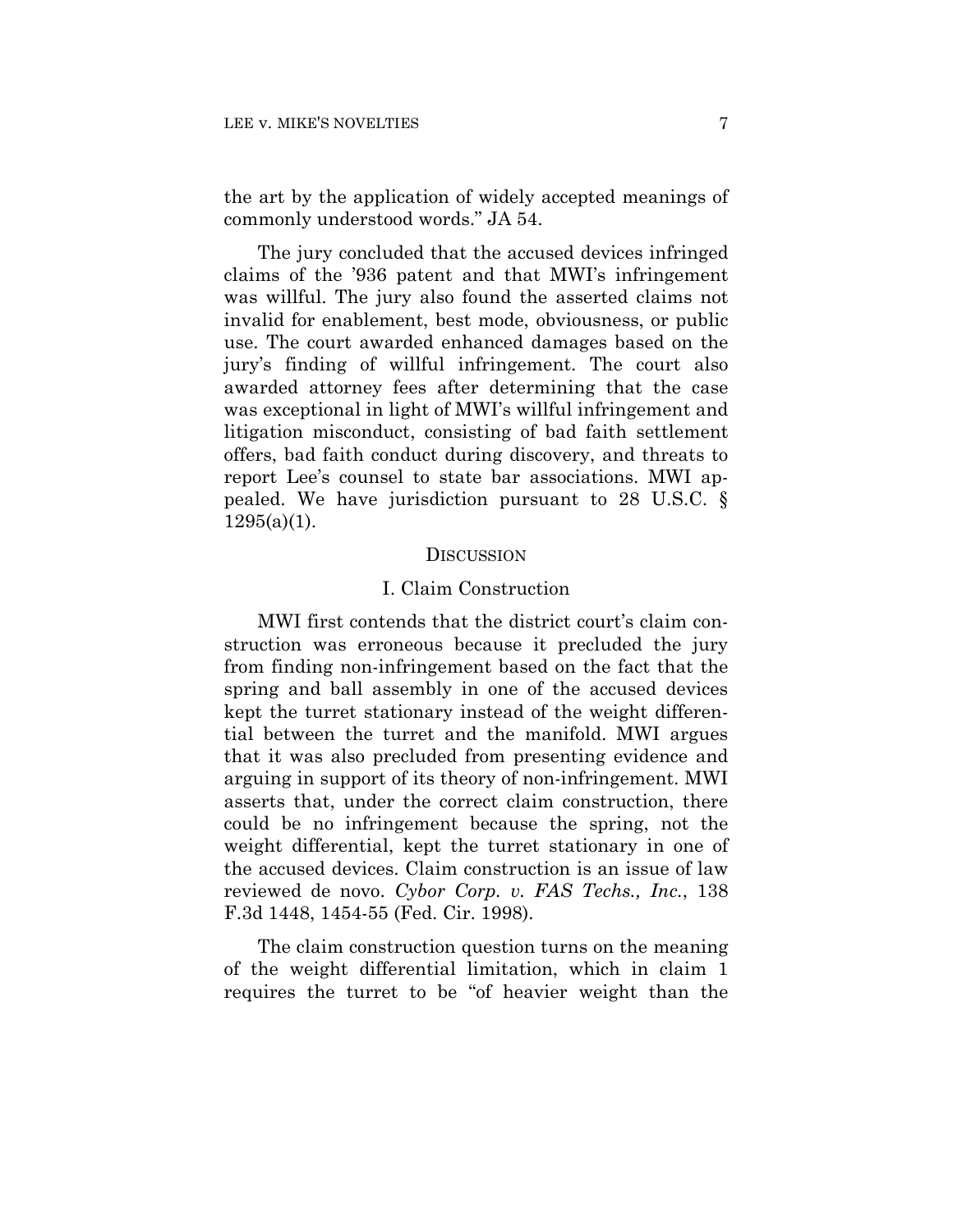the art by the application of widely accepted meanings of commonly understood words." JA 54.

The jury concluded that the accused devices infringed claims of the '936 patent and that MWI's infringement was willful. The jury also found the asserted claims not invalid for enablement, best mode, obviousness, or public use. The court awarded enhanced damages based on the jury's finding of willful infringement. The court also awarded attorney fees after determining that the case was exceptional in light of MWI's willful infringement and litigation misconduct, consisting of bad faith settlement offers, bad faith conduct during discovery, and threats to report Lee's counsel to state bar associations. MWI appealed. We have jurisdiction pursuant to 28 U.S.C. § 1295(a)(1).

## DISCUSSION

### I. Claim Construction

MWI first contends that the district court's claim construction was erroneous because it precluded the jury from finding non-infringement based on the fact that the spring and ball assembly in one of the accused devices kept the turret stationary instead of the weight differential between the turret and the manifold. MWI argues that it was also precluded from presenting evidence and arguing in support of its theory of non-infringement. MWI asserts that, under the correct claim construction, there could be no infringement because the spring, not the weight differential, kept the turret stationary in one of the accused devices. Claim construction is an issue of law reviewed de novo. *Cybor Corp. v. FAS Techs., Inc.*, 138 F.3d 1448, 1454-55 (Fed. Cir. 1998).

The claim construction question turns on the meaning of the weight differential limitation, which in claim 1 requires the turret to be "of heavier weight than the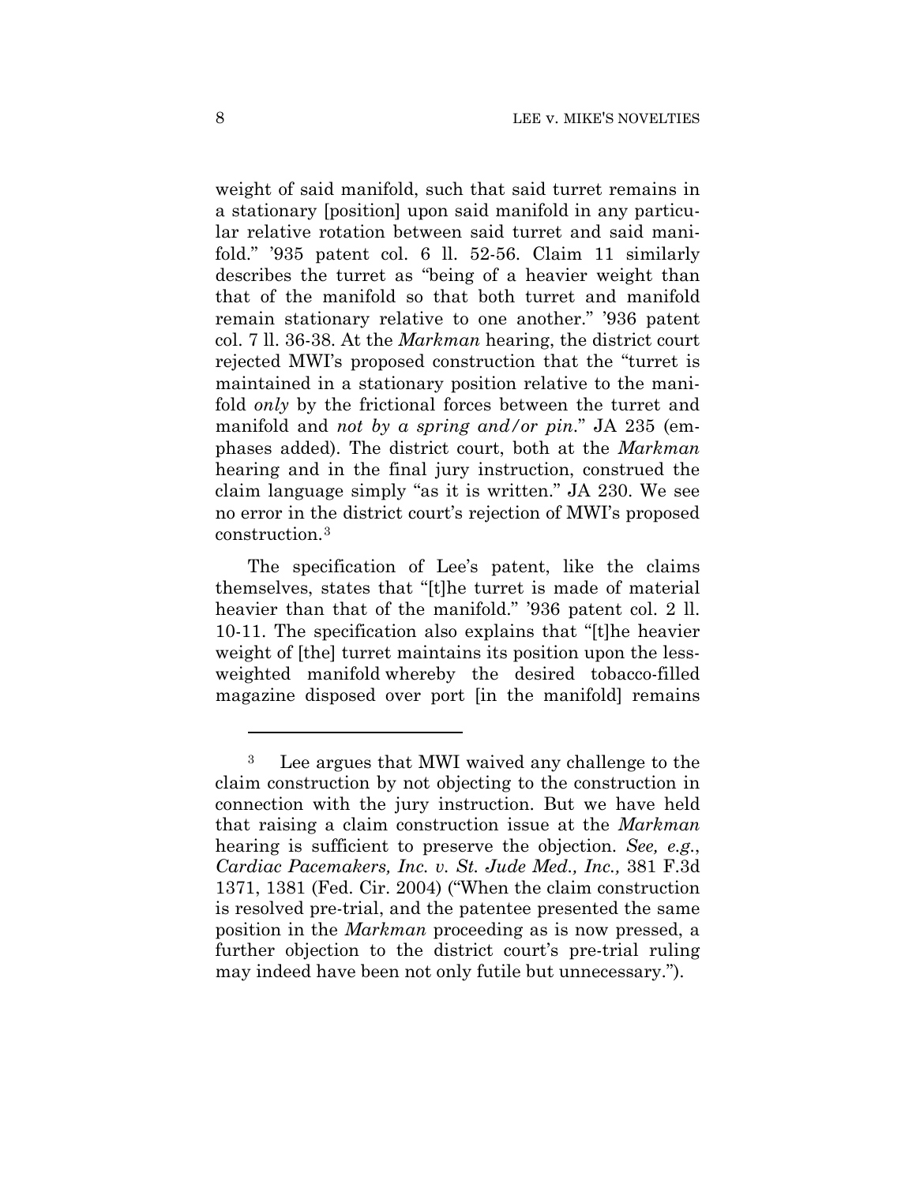weight of said manifold, such that said turret remains in a stationary [position] upon said manifold in any particular relative rotation between said turret and said manifold." '935 patent col. 6 ll. 52-56. Claim 11 similarly describes the turret as "being of a heavier weight than that of the manifold so that both turret and manifold remain stationary relative to one another." '936 patent col. 7 ll. 36-38. At the *Markman* hearing, the district court rejected MWI's proposed construction that the "turret is maintained in a stationary position relative to the manifold *only* by the frictional forces between the turret and manifold and *not by a spring and/or pin*." JA 235 (emphases added). The district court, both at the *Markman* hearing and in the final jury instruction, construed the claim language simply "as it is written." JA 230. We see no error in the district court's rejection of MWI's proposed construction.[3]

The specification of Lee's patent, like the claims themselves, states that "[t]he turret is made of material heavier than that of the manifold." '936 patent col. 2 ll. 10-11. The specification also explains that "[t]he heavier weight of [the] turret maintains its position upon the less-weighted manifold whereby the desired tobacco-filled magazine disposed over port [in the manifold] remains

---

[3] Lee argues that MWI waived any challenge to the claim construction by not objecting to the construction in connection with the jury instruction. But we have held that raising a claim construction issue at the *Markman* hearing is sufficient to preserve the objection. *See, e.g.*, *Cardiac Pacemakers, Inc. v. St. Jude Med., Inc.,* 381 F.3d 1371, 1381 (Fed. Cir. 2004) ("When the claim construction is resolved pre-trial, and the patentee presented the same position in the *Markman* proceeding as is now pressed, a further objection to the district court's pre-trial ruling may indeed have been not only futile but unnecessary.").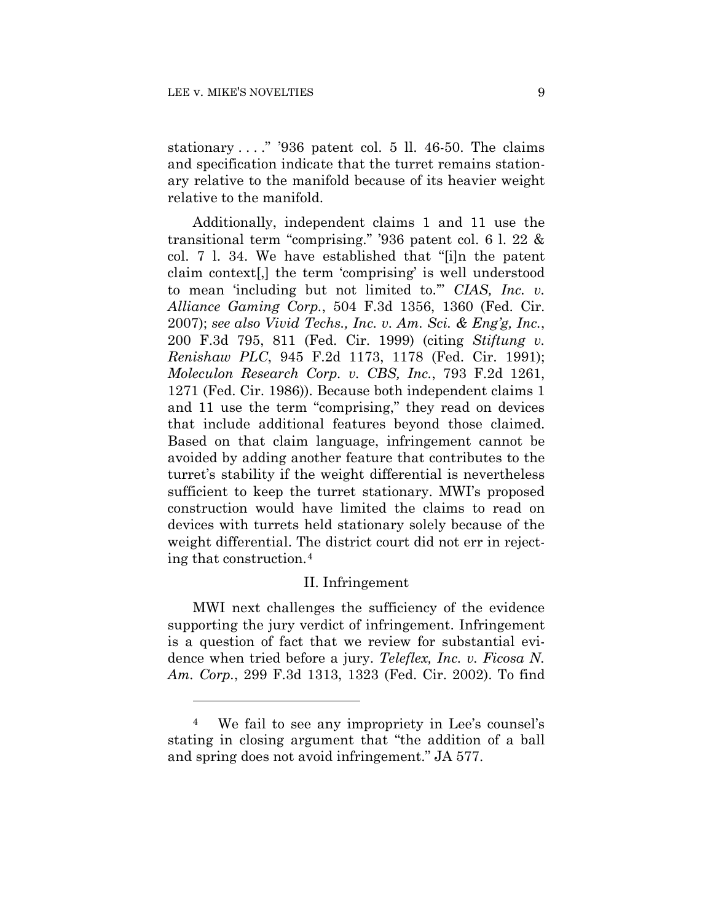stationary . . . ." '936 patent col. 5 ll. 46-50. The claims and specification indicate that the turret remains stationary relative to the manifold because of its heavier weight relative to the manifold.

Additionally, independent claims 1 and 11 use the transitional term "comprising." '936 patent col. 6 l. 22 & col. 7 l. 34. We have established that "[i]n the patent claim context[,] the term 'comprising' is well understood to mean 'including but not limited to.'" *CIAS, Inc. v. Alliance Gaming Corp.*, 504 F.3d 1356, 1360 (Fed. Cir. 2007); *see also Vivid Techs., Inc. v. Am. Sci. & Eng'g, Inc.*, 200 F.3d 795, 811 (Fed. Cir. 1999) (citing *Stiftung v. Renishaw PLC*, 945 F.2d 1173, 1178 (Fed. Cir. 1991); *Moleculon Research Corp. v. CBS, Inc.*, 793 F.2d 1261, 1271 (Fed. Cir. 1986)). Because both independent claims 1 and 11 use the term "comprising," they read on devices that include additional features beyond those claimed. Based on that claim language, infringement cannot be avoided by adding another feature that contributes to the turret's stability if the weight differential is nevertheless sufficient to keep the turret stationary. MWI's proposed construction would have limited the claims to read on devices with turrets held stationary solely because of the weight differential. The district court did not err in rejecting that construction.[4]

## II. Infringement

MWI next challenges the sufficiency of the evidence supporting the jury verdict of infringement. Infringement is a question of fact that we review for substantial evidence when tried before a jury. *Teleflex, Inc. v. Ficosa N. Am. Corp.*, 299 F.3d 1313, 1323 (Fed. Cir. 2002). To find

---

[4] We fail to see any impropriety in Lee's counsel's stating in closing argument that "the addition of a ball and spring does not avoid infringement." JA 577.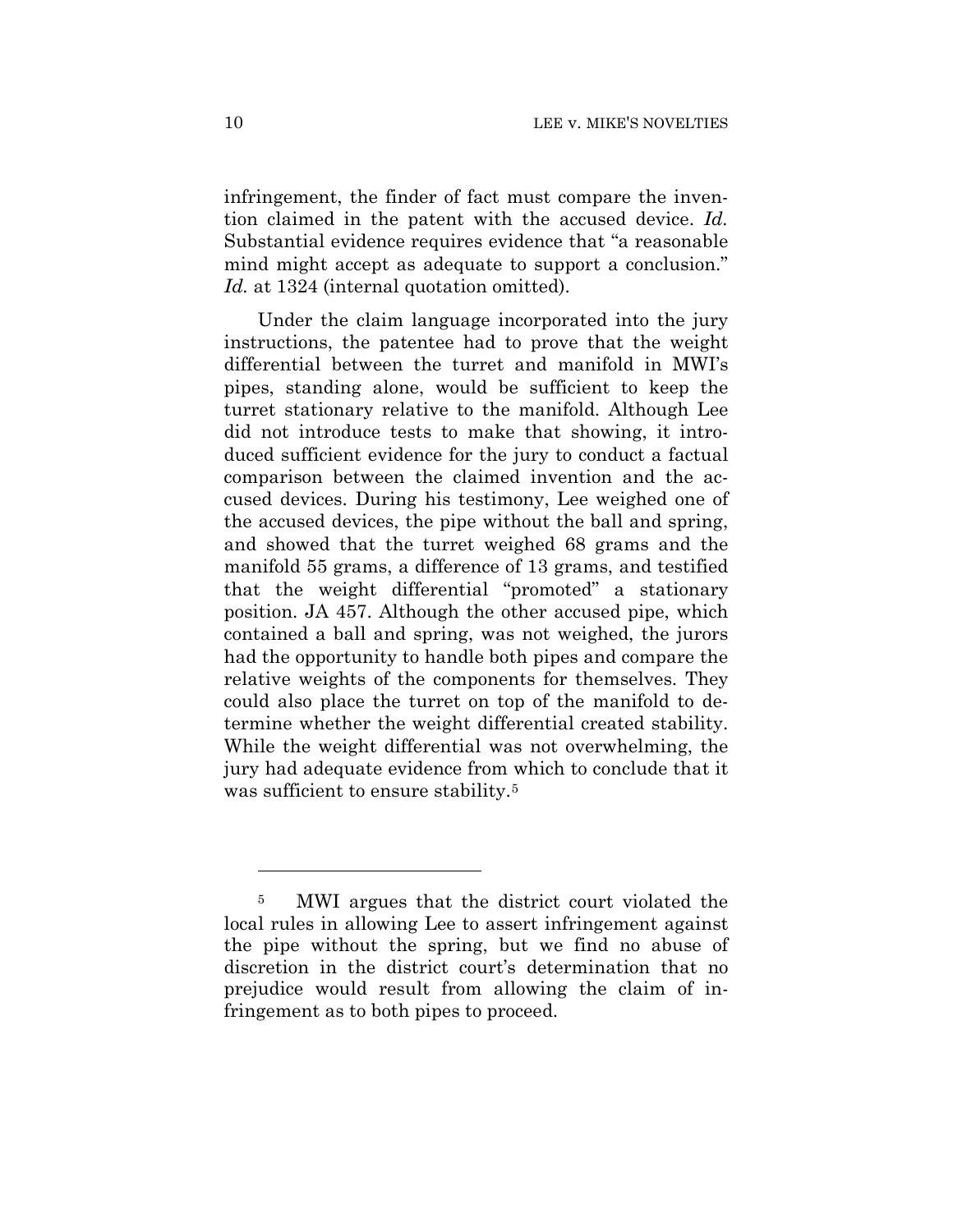infringement, the finder of fact must compare the invention claimed in the patent with the accused device. *Id.* Substantial evidence requires evidence that "a reasonable mind might accept as adequate to support a conclusion." *Id.* at 1324 (internal quotation omitted).

Under the claim language incorporated into the jury instructions, the patentee had to prove that the weight differential between the turret and manifold in MWI's pipes, standing alone, would be sufficient to keep the turret stationary relative to the manifold. Although Lee did not introduce tests to make that showing, it introduced sufficient evidence for the jury to conduct a factual comparison between the claimed invention and the accused devices. During his testimony, Lee weighed one of the accused devices, the pipe without the ball and spring, and showed that the turret weighed 68 grams and the manifold 55 grams, a difference of 13 grams, and testified that the weight differential "promoted" a stationary position. JA 457. Although the other accused pipe, which contained a ball and spring, was not weighed, the jurors had the opportunity to handle both pipes and compare the relative weights of the components for themselves. They could also place the turret on top of the manifold to determine whether the weight differential created stability. While the weight differential was not overwhelming, the jury had adequate evidence from which to conclude that it was sufficient to ensure stability.[5]

---

[5] MWI argues that the district court violated the local rules in allowing Lee to assert infringement against the pipe without the spring, but we find no abuse of discretion in the district court's determination that no prejudice would result from allowing the claim of infringement as to both pipes to proceed.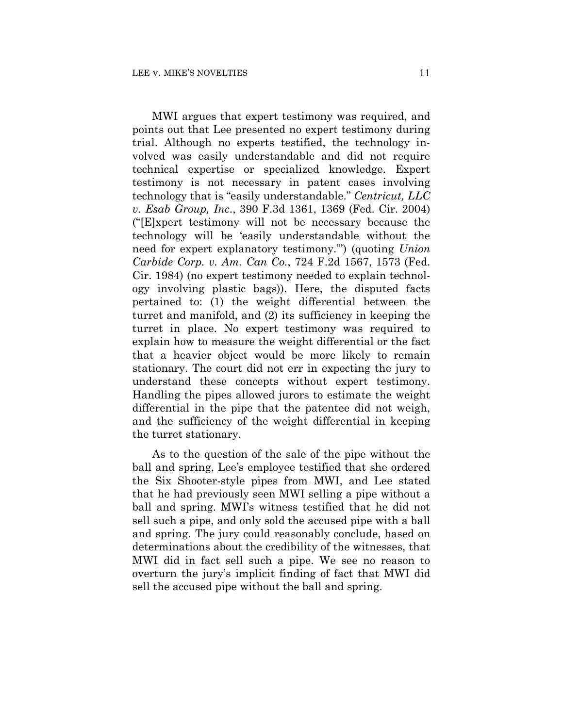MWI argues that expert testimony was required, and points out that Lee presented no expert testimony during trial. Although no experts testified, the technology involved was easily understandable and did not require technical expertise or specialized knowledge. Expert testimony is not necessary in patent cases involving technology that is "easily understandable." *Centricut, LLC v. Esab Group, Inc.*, 390 F.3d 1361, 1369 (Fed. Cir. 2004) ("[E]xpert testimony will not be necessary because the technology will be 'easily understandable without the need for expert explanatory testimony.'") (quoting *Union Carbide Corp. v. Am. Can Co.*, 724 F.2d 1567, 1573 (Fed. Cir. 1984) (no expert testimony needed to explain technology involving plastic bags)). Here, the disputed facts pertained to: (1) the weight differential between the turret and manifold, and (2) its sufficiency in keeping the turret in place. No expert testimony was required to explain how to measure the weight differential or the fact that a heavier object would be more likely to remain stationary. The court did not err in expecting the jury to understand these concepts without expert testimony. Handling the pipes allowed jurors to estimate the weight differential in the pipe that the patentee did not weigh, and the sufficiency of the weight differential in keeping the turret stationary.

As to the question of the sale of the pipe without the ball and spring, Lee's employee testified that she ordered the Six Shooter-style pipes from MWI, and Lee stated that he had previously seen MWI selling a pipe without a ball and spring. MWI's witness testified that he did not sell such a pipe, and only sold the accused pipe with a ball and spring. The jury could reasonably conclude, based on determinations about the credibility of the witnesses, that MWI did in fact sell such a pipe. We see no reason to overturn the jury's implicit finding of fact that MWI did sell the accused pipe without the ball and spring.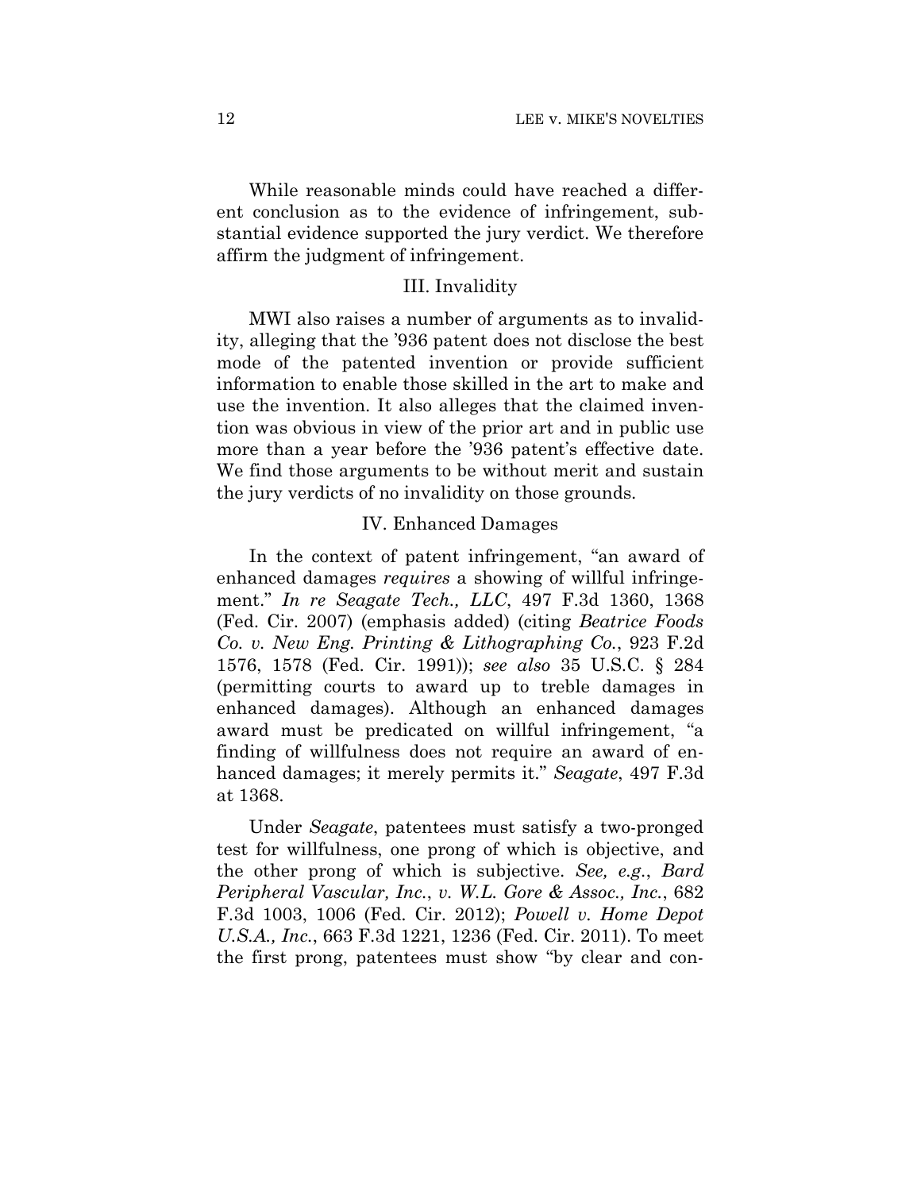While reasonable minds could have reached a different conclusion as to the evidence of infringement, substantial evidence supported the jury verdict. We therefore affirm the judgment of infringement.

## III. Invalidity

MWI also raises a number of arguments as to invalidity, alleging that the '936 patent does not disclose the best mode of the patented invention or provide sufficient information to enable those skilled in the art to make and use the invention. It also alleges that the claimed invention was obvious in view of the prior art and in public use more than a year before the '936 patent's effective date. We find those arguments to be without merit and sustain the jury verdicts of no invalidity on those grounds.

## IV. Enhanced Damages

In the context of patent infringement, "an award of enhanced damages *requires* a showing of willful infringement." *In re Seagate Tech., LLC*, 497 F.3d 1360, 1368 (Fed. Cir. 2007) (emphasis added) (citing *Beatrice Foods Co. v. New Eng. Printing & Lithographing Co.*, 923 F.2d 1576, 1578 (Fed. Cir. 1991)); *see also* 35 U.S.C. § 284 (permitting courts to award up to treble damages in enhanced damages). Although an enhanced damages award must be predicated on willful infringement, "a finding of willfulness does not require an award of enhanced damages; it merely permits it." *Seagate*, 497 F.3d at 1368.

Under *Seagate*, patentees must satisfy a two-pronged test for willfulness, one prong of which is objective, and the other prong of which is subjective. *See, e.g.*, *Bard Peripheral Vascular, Inc.*, *v. W.L. Gore & Assoc., Inc.*, 682 F.3d 1003, 1006 (Fed. Cir. 2012); *Powell v. Home Depot U.S.A., Inc.*, 663 F.3d 1221, 1236 (Fed. Cir. 2011). To meet the first prong, patentees must show "by clear and con-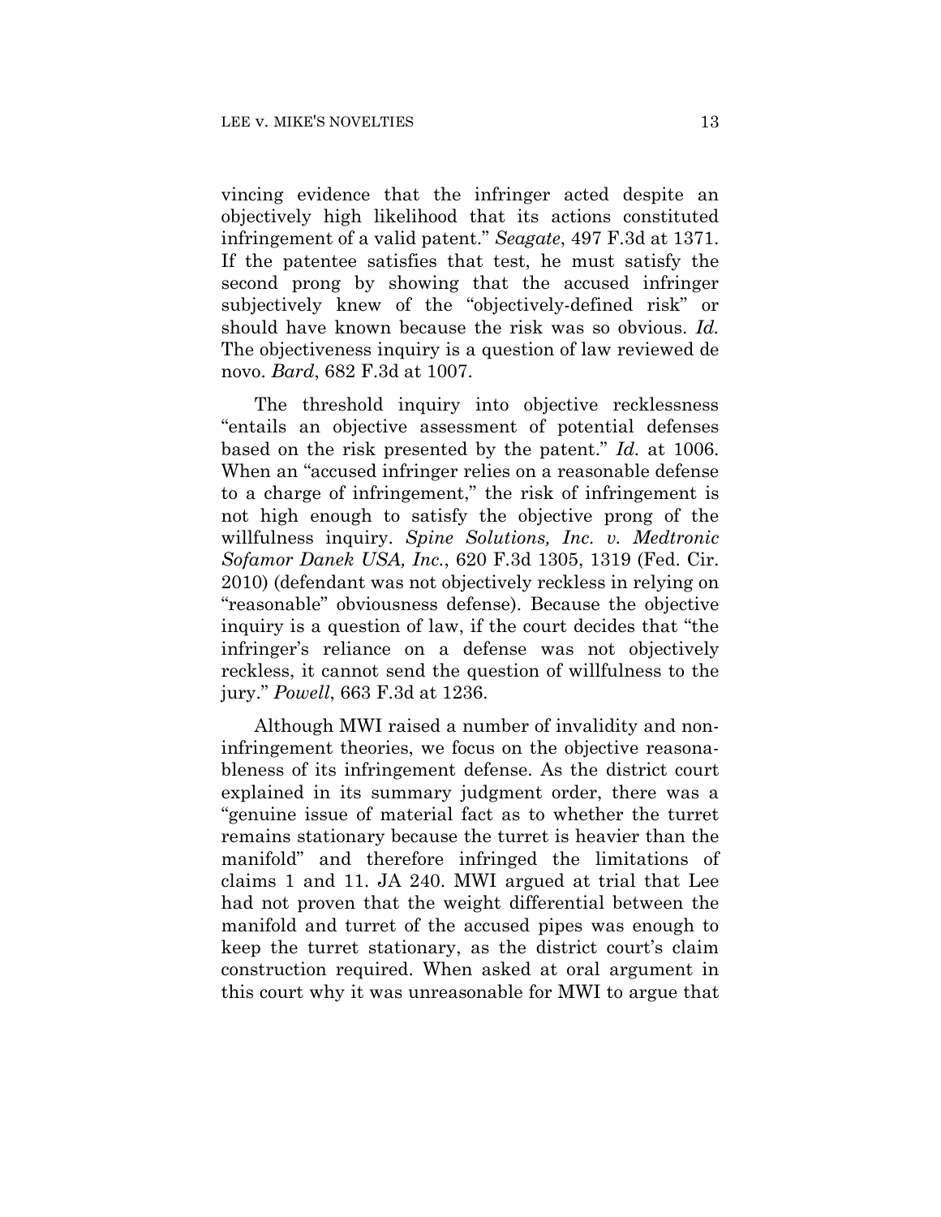vincing evidence that the infringer acted despite an objectively high likelihood that its actions constituted infringement of a valid patent." *Seagate*, 497 F.3d at 1371. If the patentee satisfies that test, he must satisfy the second prong by showing that the accused infringer subjectively knew of the "objectively-defined risk" or should have known because the risk was so obvious. *Id.* The objectiveness inquiry is a question of law reviewed de novo. *Bard*, 682 F.3d at 1007.

The threshold inquiry into objective recklessness "entails an objective assessment of potential defenses based on the risk presented by the patent." *Id.* at 1006. When an "accused infringer relies on a reasonable defense to a charge of infringement," the risk of infringement is not high enough to satisfy the objective prong of the willfulness inquiry. *Spine Solutions, Inc. v. Medtronic Sofamor Danek USA, Inc.*, 620 F.3d 1305, 1319 (Fed. Cir. 2010) (defendant was not objectively reckless in relying on "reasonable" obviousness defense). Because the objective inquiry is a question of law, if the court decides that "the infringer's reliance on a defense was not objectively reckless, it cannot send the question of willfulness to the jury." *Powell*, 663 F.3d at 1236.

Although MWI raised a number of invalidity and non-infringement theories, we focus on the objective reasonableness of its infringement defense. As the district court explained in its summary judgment order, there was a "genuine issue of material fact as to whether the turret remains stationary because the turret is heavier than the manifold" and therefore infringed the limitations of claims 1 and 11. JA 240. MWI argued at trial that Lee had not proven that the weight differential between the manifold and turret of the accused pipes was enough to keep the turret stationary, as the district court's claim construction required. When asked at oral argument in this court why it was unreasonable for MWI to argue that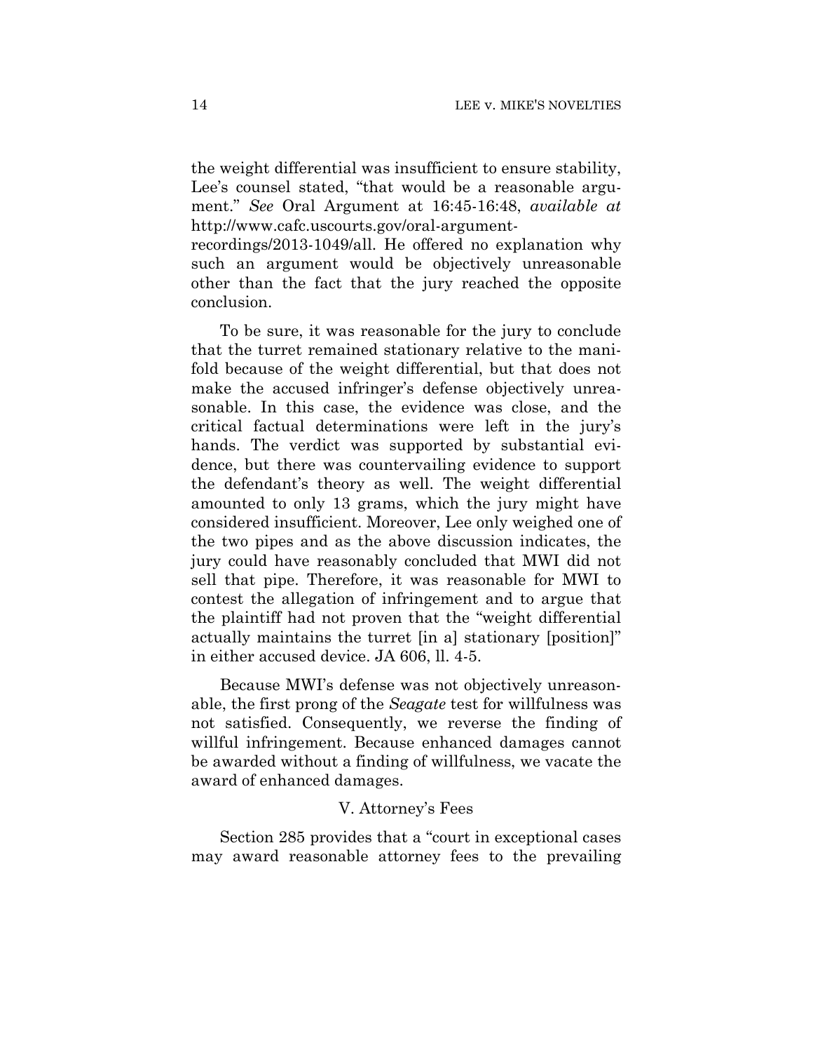the weight differential was insufficient to ensure stability, Lee's counsel stated, "that would be a reasonable argument." *See* Oral Argument at 16:45-16:48, *available at* http://www.cafc.uscourts.gov/oral-argument-recordings/2013-1049/all. He offered no explanation why such an argument would be objectively unreasonable other than the fact that the jury reached the opposite conclusion.

To be sure, it was reasonable for the jury to conclude that the turret remained stationary relative to the manifold because of the weight differential, but that does not make the accused infringer's defense objectively unreasonable. In this case, the evidence was close, and the critical factual determinations were left in the jury's hands. The verdict was supported by substantial evidence, but there was countervailing evidence to support the defendant's theory as well. The weight differential amounted to only 13 grams, which the jury might have considered insufficient. Moreover, Lee only weighed one of the two pipes and as the above discussion indicates, the jury could have reasonably concluded that MWI did not sell that pipe. Therefore, it was reasonable for MWI to contest the allegation of infringement and to argue that the plaintiff had not proven that the "weight differential actually maintains the turret [in a] stationary [position]" in either accused device. JA 606, ll. 4-5.

Because MWI's defense was not objectively unreasonable, the first prong of the *Seagate* test for willfulness was not satisfied. Consequently, we reverse the finding of willful infringement. Because enhanced damages cannot be awarded without a finding of willfulness, we vacate the award of enhanced damages.

## V. Attorney's Fees

Section 285 provides that a "court in exceptional cases may award reasonable attorney fees to the prevailing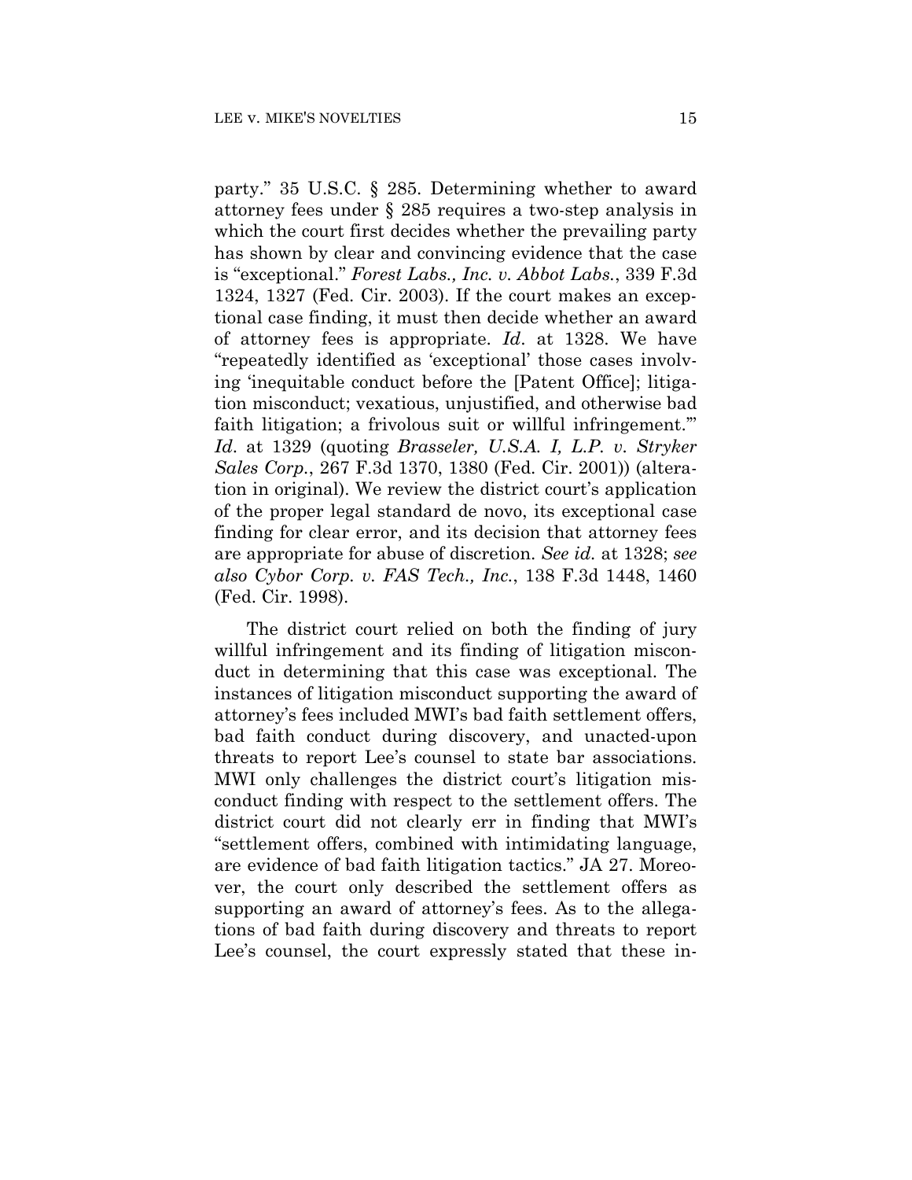party." 35 U.S.C. § 285. Determining whether to award attorney fees under § 285 requires a two-step analysis in which the court first decides whether the prevailing party has shown by clear and convincing evidence that the case is "exceptional." *Forest Labs., Inc. v. Abbot Labs.*, 339 F.3d 1324, 1327 (Fed. Cir. 2003). If the court makes an exceptional case finding, it must then decide whether an award of attorney fees is appropriate. *Id*. at 1328. We have "repeatedly identified as 'exceptional' those cases involving 'inequitable conduct before the [Patent Office]; litigation misconduct; vexatious, unjustified, and otherwise bad faith litigation; a frivolous suit or willful infringement.'" *Id*. at 1329 (quoting *Brasseler, U.S.A. I, L.P. v. Stryker Sales Corp.*, 267 F.3d 1370, 1380 (Fed. Cir. 2001)) (alteration in original). We review the district court's application of the proper legal standard de novo, its exceptional case finding for clear error, and its decision that attorney fees are appropriate for abuse of discretion. *See id.* at 1328; *see also Cybor Corp. v. FAS Tech., Inc.*, 138 F.3d 1448, 1460 (Fed. Cir. 1998).

The district court relied on both the finding of jury willful infringement and its finding of litigation misconduct in determining that this case was exceptional. The instances of litigation misconduct supporting the award of attorney's fees included MWI's bad faith settlement offers, bad faith conduct during discovery, and unacted-upon threats to report Lee's counsel to state bar associations. MWI only challenges the district court's litigation misconduct finding with respect to the settlement offers. The district court did not clearly err in finding that MWI's "settlement offers, combined with intimidating language, are evidence of bad faith litigation tactics." JA 27. Moreover, the court only described the settlement offers as supporting an award of attorney's fees. As to the allegations of bad faith during discovery and threats to report Lee's counsel, the court expressly stated that these in-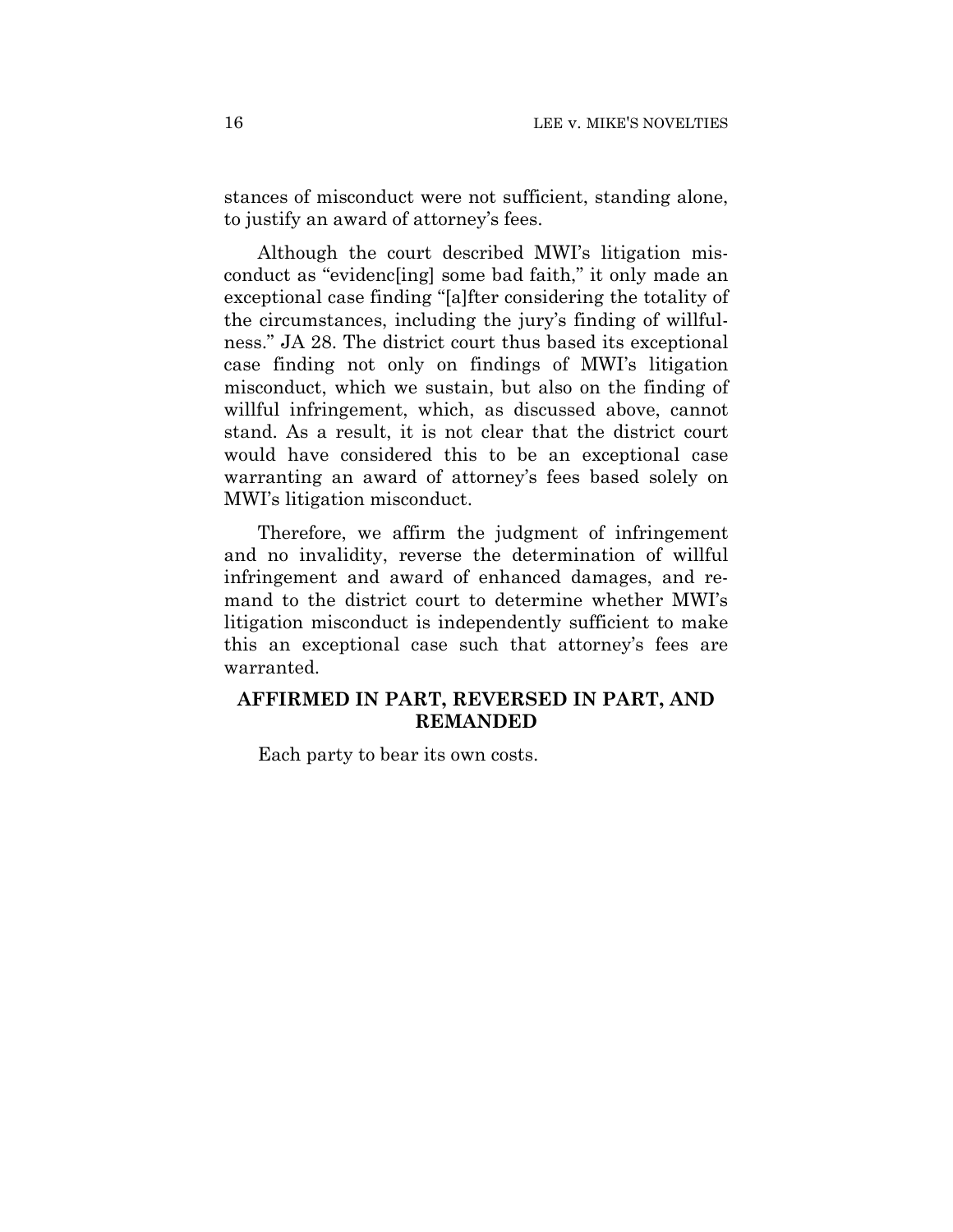stances of misconduct were not sufficient, standing alone, to justify an award of attorney's fees.

Although the court described MWI's litigation misconduct as "evidenc[ing] some bad faith," it only made an exceptional case finding "[a]fter considering the totality of the circumstances, including the jury's finding of willfulness." JA 28. The district court thus based its exceptional case finding not only on findings of MWI's litigation misconduct, which we sustain, but also on the finding of willful infringement, which, as discussed above, cannot stand. As a result, it is not clear that the district court would have considered this to be an exceptional case warranting an award of attorney's fees based solely on MWI's litigation misconduct.

Therefore, we affirm the judgment of infringement and no invalidity, reverse the determination of willful infringement and award of enhanced damages, and remand to the district court to determine whether MWI's litigation misconduct is independently sufficient to make this an exceptional case such that attorney's fees are warranted.

**AFFIRMED IN PART, REVERSED IN PART, AND REMANDED**

Each party to bear its own costs.